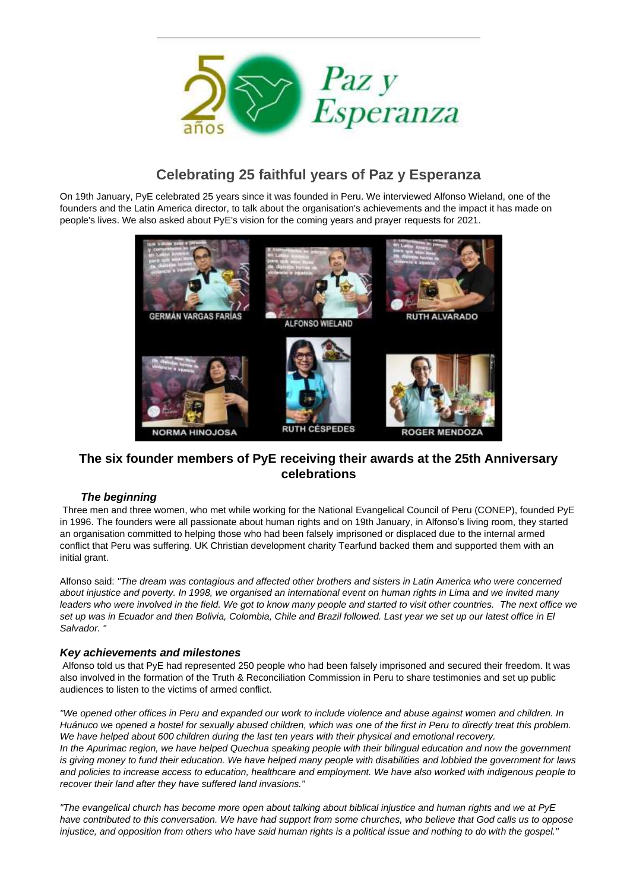# Celebrating 25 faithful years of Paz y Esperanza

On 19th January, PyE celebrated 25 years since it was founded in Peru. We interviewed Alfonso Wieland, one of the founders and the Latin America director, to talk about the organisation's achievements and the impact it has made on people's lives. We also asked about PyE's vision for the coming years and prayer requests for 2021.

## The six founder members of PyE receiving their awards at the 25th Anniversary celebrations

### *The beginning*

Three men and three women, who met while working for the National Evangelical Council of Peru (CONEP), founded PyE in 1996. The founders were all passionate about human rights and on 19th January, in Alfonso's living room, they started an organisation committed to helping those who had been falsely imprisoned or displaced due to the internal armed conflict that Peru was suffering. UK Christian development charity Tearfund backed them and supported them with an initial grant.

Alfonso said: *"The dream was contagious and affected other brothers and sisters in Latin America who were concerned about injustice and poverty. In 1998, we organised an international event on human rights in Lima and we invited many leaders who were involved in the field. We got to know many people and started to visit other countries. The next office we set up was in Ecuador and then Bolivia, Colombia, Chile and Brazil followed. Last year we set up our latest office in El Salvador. "*

### *Key achievements and milestones*

Alfonso told us that PyE had represented 250 people who had been falsely imprisoned and secured their freedom. It was also involved in the formation of the Truth & Reconciliation Commission in Peru to share testimonies and set up public audiences to listen to the victims of armed conflict.

*"We opened other offices in Peru and expanded our work to include violence and abuse against women and children. In Huánuco we opened a hostel for sexually abused children, which was one of the first in Peru to directly treat this problem. We have helped about 600 children during the last ten years with their physical and emotional recovery. In the Apurimac region, we have helped Quechua speaking people with their bilingual education and now the government is giving money to fund their education. We have helped many people with disabilities and lobbied the government for laws and policies to increase access to education, healthcare and employment. We have also worked with indigenous people to recover their land after they have suffered land invasions."*

*"The evangelical church has become more open about talking about biblical injustice and human rights and we at PyE have contributed to this conversation. We have had support from some churches, who believe that God calls us to oppose injustice, and opposition from others who have said human rights is a political issue and nothing to do with the gospel."*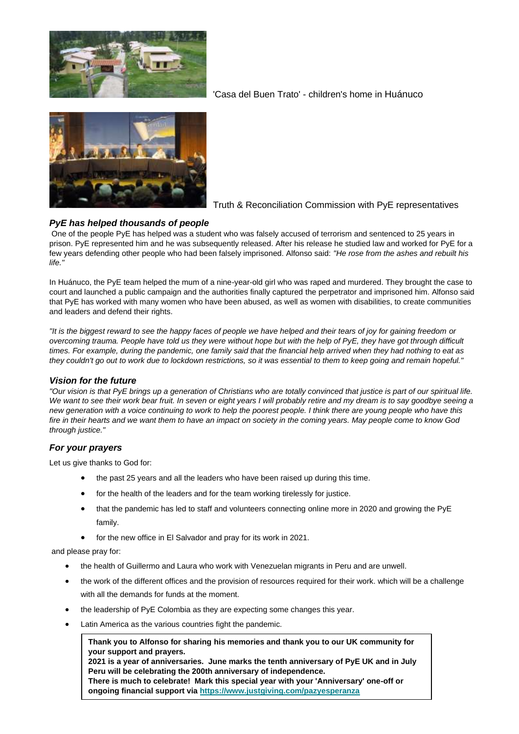'Casa del Buen Trato' - children's home in Huánuco

Truth & Reconciliation Commission with PyE representatives

### *PyE has helped thousands of people*

One of the people PyE has helped was a student who was falsely accused of terrorism and sentenced to 25 years in prison. PyE represented him and he was subsequently released. After his release he studied law and worked for PyE for a few years defending other people who had been falsely imprisoned. Alfonso said: *"He rose from the ashes and rebuilt his life."*

In Huánuco, the PyE team helped the mum of a nine-year-old girl who was raped and murdered. They brought the case to court and launched a public campaign and the authorities finally captured the perpetrator and imprisoned him. Alfonso said that PyE has worked with many women who have been abused, as well as women with disabilities, to create communities and leaders and defend their rights.

*"It is the biggest reward to see the happy faces of people we have helped and their tears of joy for gaining freedom or overcoming trauma. People have told us they were without hope but with the help of PyE, they have got through difficult times. For example, during the pandemic, one family said that the financial help arrived when they had nothing to eat as they couldn't go out to work due to lockdown restrictions, so it was essential to them to keep going and remain hopeful."*

### *Vision for the future*

*"Our vision is that PyE brings up a generation of Christians who are totally convinced that justice is part of our spiritual life. We want to see their work bear fruit. In seven or eight years I will probably retire and my dream is to say goodbye seeing a new generation with a voice continuing to work to help the poorest people. I think there are young people who have this fire in their hearts and we want them to have an impact on society in the coming years. May people come to know God through justice."*

### *For your prayers*

Let us give thanks to God for:

- the past 25 years and all the leaders who have been raised up during this time.
- for the health of the leaders and for the team working tirelessly for justice.
- that the pandemic has led to staff and volunteers connecting online more in 2020 and growing the PyE family.
- for the new office in El Salvador and pray for its work in 2021.

and please pray for:

- the health of Guillermo and Laura who work with Venezuelan migrants in Peru and are unwell.
- the work of the different offices and the provision of resources required for their work. which will be a challenge with all the demands for funds at the moment.
- the leadership of PyE Colombia as they are expecting some changes this year.
- Latin America as the various countries fight the pandemic.

**Thank you to Alfonso for sharing his memories and thank you to our UK community for your support and prayers.**
**2021 is a year of anniversaries. June marks the tenth anniversary of PyE UK and in July Peru will be celebrating the 200th anniversary of independence.**
**There is much to celebrate! Mark this special year with your 'Anniversary' one-off or ongoing financial support via https://www.justgiving.com/pazyesperanza**